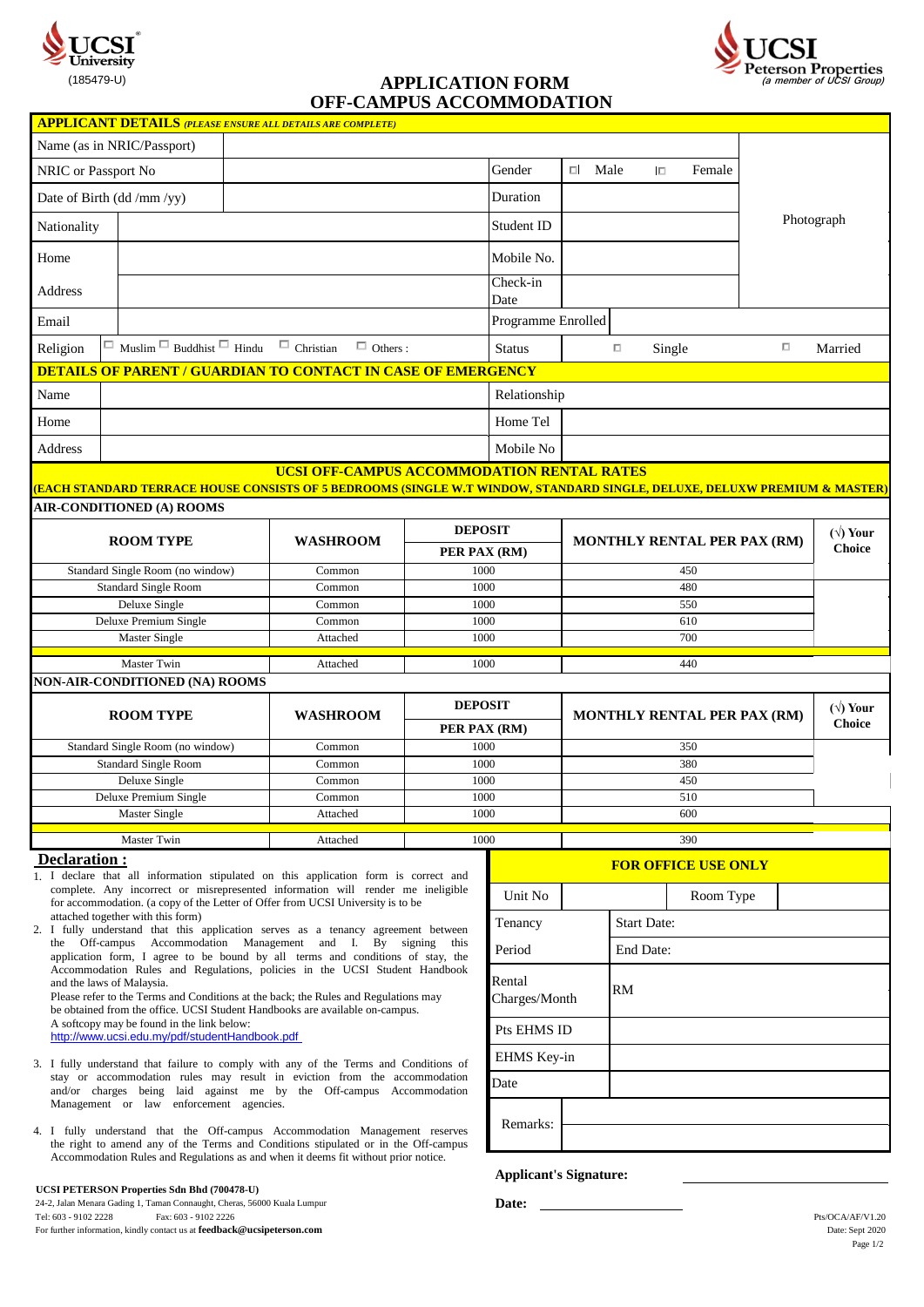UCSI University (185479-U)

UCSI Peterson Properties *(a member of UCSI Group)*

# APPLICATION FORM
# OFF-CAMPUS ACCOMMODATION

## APPLICANT DETAILS *(PLEASE ENSURE ALL DETAILS ARE COMPLETE)*

| | | | | |
|---|---|---|---|---|
| Name (as in NRIC/Passport) | | | | Photograph |
| NRIC or Passport No | | Gender | ☐ Male ☐ Female | |
| Date of Birth (dd /mm /yy) | | Duration | | |
| Nationality | | Student ID | | |
| Home | | Mobile No. | | |
| Address | | Check-in Date | | |
| Email | | Programme Enrolled | | |
| Religion | ☐ Muslim ☐ Buddhist ☐ Hindu ☐ Christian ☐ Others : | Status | ☐ Single | ☐ Married |

## DETAILS OF PARENT / GUARDIAN TO CONTACT IN CASE OF EMERGENCY

| | | | |
|---|---|---|---|
| Name | | Relationship | |
| Home | | Home Tel | |
| Address | | Mobile No | |

## UCSI OFF-CAMPUS ACCOMMODATION RENTAL RATES

**(EACH STANDARD TERRACE HOUSE CONSISTS OF 5 BEDROOMS (SINGLE W.T WINDOW, STANDARD SINGLE, DELUXE, DELUXW PREMIUM & MASTER)**

### AIR-CONDITIONED (A) ROOMS

| ROOM TYPE | WASHROOM | DEPOSIT PER PAX (RM) | MONTHLY RENTAL PER PAX (RM) | (√) Your Choice |
|---|---|---|---|---|
| Standard Single Room (no window) | Common | 1000 | 450 | |
| Standard Single Room | Common | 1000 | 480 | |
| Deluxe Single | Common | 1000 | 550 | |
| Deluxe Premium Single | Common | 1000 | 610 | |
| Master Single | Attached | 1000 | 700 | |
| Master Twin | Attached | 1000 | 440 | |

### NON-AIR-CONDITIONED (NA) ROOMS

| ROOM TYPE | WASHROOM | DEPOSIT PER PAX (RM) | MONTHLY RENTAL PER PAX (RM) | (√) Your Choice |
|---|---|---|---|---|
| Standard Single Room (no window) | Common | 1000 | 350 | |
| Standard Single Room | Common | 1000 | 380 | |
| Deluxe Single | Common | 1000 | 450 | |
| Deluxe Premium Single | Common | 1000 | 510 | |
| Master Single | Attached | 1000 | 600 | |
| Master Twin | Attached | 1000 | 390 | |

## Declaration :

1. I declare that all information stipulated on this application form is correct and complete. Any incorrect or misrepresented information will render me ineligible for accommodation. (a copy of the Letter of Offer from UCSI University is to be attached together with this form)
2. I fully understand that this application serves as a tenancy agreement between the Off-campus Accommodation Management and I. By signing this application form, I agree to be bound by all terms and conditions of stay, the Accommodation Rules and Regulations, policies in the UCSI Student Handbook and the laws of Malaysia.
   Please refer to the Terms and Conditions at the back; the Rules and Regulations may be obtained from the office. UCSI Student Handbooks are available on-campus.
   A softcopy may be found in the link below:
   http://www.ucsi.edu.my/pdf/studentHandbook.pdf
3. I fully understand that failure to comply with any of the Terms and Conditions of stay or accommodation rules may result in eviction from the accommodation and/or charges being laid against me by the Off-campus Accommodation Management or law enforcement agencies.
4. I fully understand that the Off-campus Accommodation Management reserves the right to amend any of the Terms and Conditions stipulated or in the Off-campus Accommodation Rules and Regulations as and when it deems fit without prior notice.

## FOR OFFICE USE ONLY

| | | | |
|---|---|---|---|
| Unit No | | Room Type | |
| Tenancy Period | Start Date: | | |
| | End Date: | | |
| Rental Charges/Month | RM | | |
| Pts EHMS ID | | | |
| EHMS Key-in Date | | | |
| Remarks: | | | |

**Applicant's Signature:** ____________________

**Date:** ____________________

**UCSI PETERSON Properties Sdn Bhd (700478-U)**
24-2, Jalan Menara Gading 1, Taman Connaught, Cheras, 56000 Kuala Lumpur
Tel: 603 - 9102 2228 Fax: 603 - 9102 2226
For further information, kindly contact us at **feedback@ucsipeterson.com**

Pts/OCA/AF/V1.20
Date: Sept 2020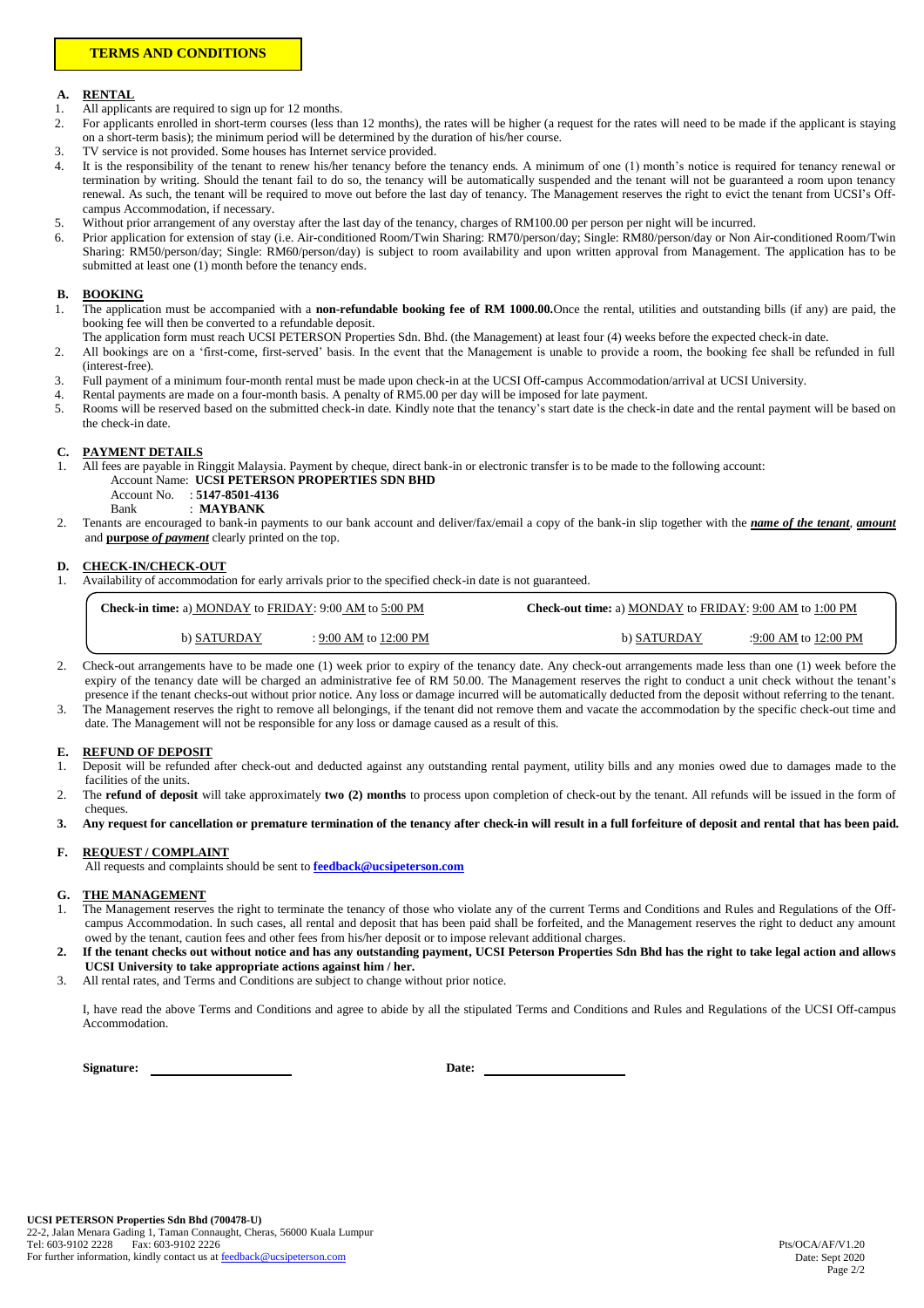**TERMS AND CONDITIONS**

**A. RENTAL**

1. All applicants are required to sign up for 12 months.
2. For applicants enrolled in short-term courses (less than 12 months), the rates will be higher (a request for the rates will need to be made if the applicant is staying on a short-term basis); the minimum period will be determined by the duration of his/her course.
3. TV service is not provided. Some houses has Internet service provided.
4. It is the responsibility of the tenant to renew his/her tenancy before the tenancy ends. A minimum of one (1) month's notice is required for tenancy renewal or termination by writing. Should the tenant fail to do so, the tenancy will be automatically suspended and the tenant will not be guaranteed a room upon tenancy renewal. As such, the tenant will be required to move out before the last day of tenancy. The Management reserves the right to evict the tenant from UCSI's Off-campus Accommodation, if necessary.
5. Without prior arrangement of any overstay after the last day of the tenancy, charges of RM100.00 per person per night will be incurred.
6. Prior application for extension of stay (i.e. Air-conditioned Room/Twin Sharing: RM70/person/day; Single: RM80/person/day or Non Air-conditioned Room/Twin Sharing: RM50/person/day; Single: RM60/person/day) is subject to room availability and upon written approval from Management. The application has to be submitted at least one (1) month before the tenancy ends.

**B. BOOKING**

1. The application must be accompanied with a **non-refundable booking fee of RM 1000.00.**Once the rental, utilities and outstanding bills (if any) are paid, the booking fee will then be converted to a refundable deposit.
   The application form must reach UCSI PETERSON Properties Sdn. Bhd. (the Management) at least four (4) weeks before the expected check-in date.
2. All bookings are on a 'first-come, first-served' basis. In the event that the Management is unable to provide a room, the booking fee shall be refunded in full (interest-free).
3. Full payment of a minimum four-month rental must be made upon check-in at the UCSI Off-campus Accommodation/arrival at UCSI University.
4. Rental payments are made on a four-month basis. A penalty of RM5.00 per day will be imposed for late payment.
5. Rooms will be reserved based on the submitted check-in date. Kindly note that the tenancy's start date is the check-in date and the rental payment will be based on the check-in date.

**C. PAYMENT DETAILS**

1. All fees are payable in Ringgit Malaysia. Payment by cheque, direct bank-in or electronic transfer is to be made to the following account:
   Account Name: **UCSI PETERSON PROPERTIES SDN BHD**
   Account No. : **5147-8501-4136**
   Bank : **MAYBANK**
2. Tenants are encouraged to bank-in payments to our bank account and deliver/fax/email a copy of the bank-in slip together with the ***name of the tenant***, ***amount*** and **purpose *of payment*** clearly printed on the top.

**D. CHECK-IN/CHECK-OUT**

1. Availability of accommodation for early arrivals prior to the specified check-in date is not guaranteed.

| | | | |
|---|---|---|---|
| **Check-in time:** a) MONDAY to FRIDAY | : 9:00 AM to 5:00 PM | **Check-out time:** a) MONDAY to FRIDAY | : 9:00 AM to 1:00 PM |
| b) SATURDAY | : 9:00 AM to 12:00 PM | b) SATURDAY | :9:00 AM to 12:00 PM |

2. Check-out arrangements have to be made one (1) week prior to expiry of the tenancy date. Any check-out arrangements made less than one (1) week before the expiry of the tenancy date will be charged an administrative fee of RM 50.00. The Management reserves the right to conduct a unit check without the tenant's presence if the tenant checks-out without prior notice. Any loss or damage incurred will be automatically deducted from the deposit without referring to the tenant.
3. The Management reserves the right to remove all belongings, if the tenant did not remove them and vacate the accommodation by the specific check-out time and date. The Management will not be responsible for any loss or damage caused as a result of this.

**E. REFUND OF DEPOSIT**

1. Deposit will be refunded after check-out and deducted against any outstanding rental payment, utility bills and any monies owed due to damages made to the facilities of the units.
2. The **refund of deposit** will take approximately **two (2) months** to process upon completion of check-out by the tenant. All refunds will be issued in the form of cheques.
3. **Any request for cancellation or premature termination of the tenancy after check-in will result in a full forfeiture of deposit and rental that has been paid.**

**F. REQUEST / COMPLAINT**

All requests and complaints should be sent to **feedback@ucsipeterson.com**

**G. THE MANAGEMENT**

1. The Management reserves the right to terminate the tenancy of those who violate any of the current Terms and Conditions and Rules and Regulations of the Off-campus Accommodation. In such cases, all rental and deposit that has been paid shall be forfeited, and the Management reserves the right to deduct any amount owed by the tenant, caution fees and other fees from his/her deposit or to impose relevant additional charges.
2. **If the tenant checks out without notice and has any outstanding payment, UCSI Peterson Properties Sdn Bhd has the right to take legal action and allows UCSI University to take appropriate actions against him / her.**
3. All rental rates, and Terms and Conditions are subject to change without prior notice.

I, have read the above Terms and Conditions and agree to abide by all the stipulated Terms and Conditions and Rules and Regulations of the UCSI Off-campus Accommodation.

**Signature:** \_\_\_\_\_\_\_\_\_\_\_\_\_\_\_\_\_\_ **Date:** \_\_\_\_\_\_\_\_\_\_\_\_\_\_\_\_\_\_

**UCSI PETERSON Properties Sdn Bhd (700478-U)**
22-2, Jalan Menara Gading 1, Taman Connaught, Cheras, 56000 Kuala Lumpur
Tel: 603-9102 2228 Fax: 603-9102 2226
For further information, kindly contact us at feedback@ucsipeterson.com

Pts/OCA/AF/V1.20
Date: Sept 2020